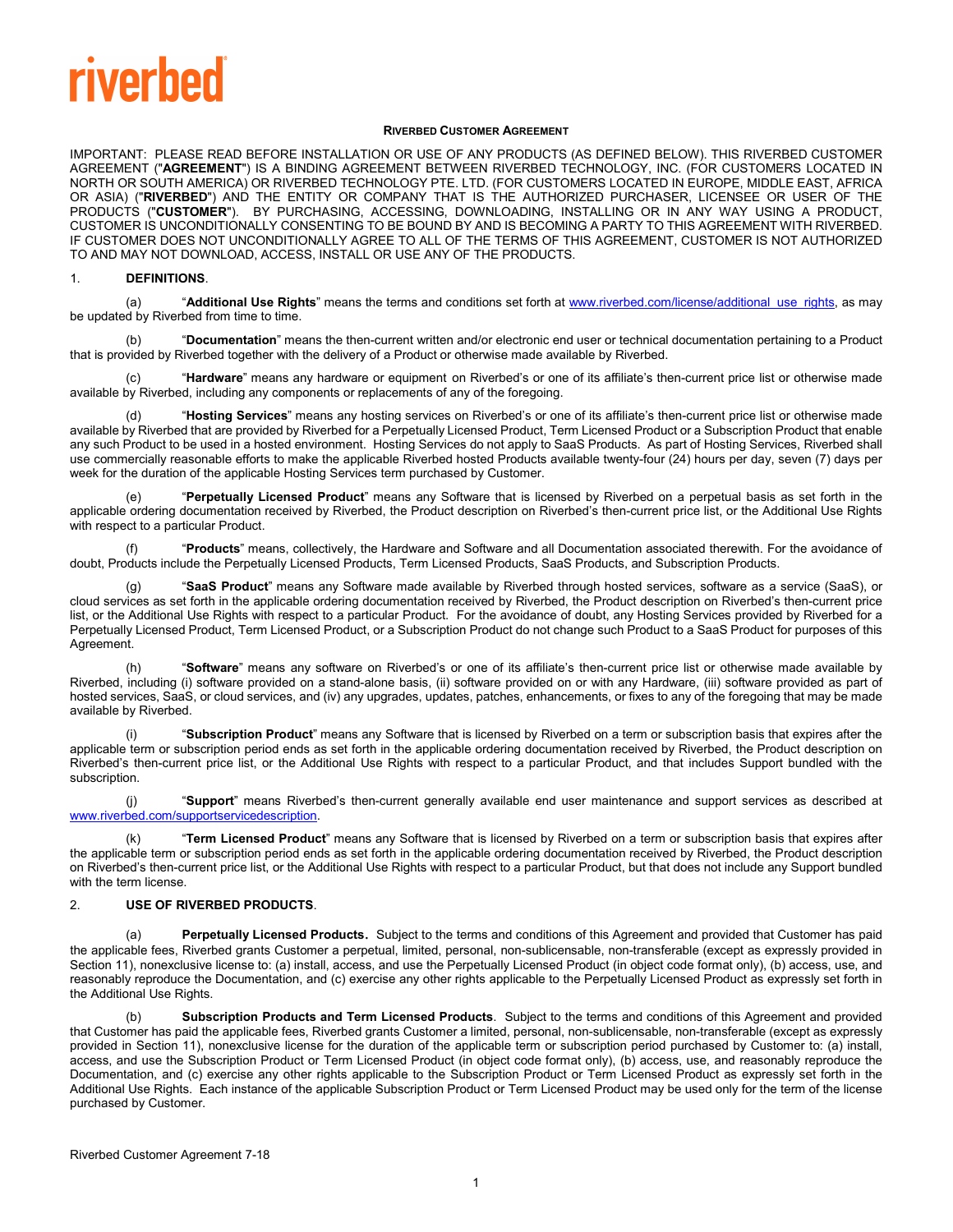riverbed

**RIVERBED CUSTOMER AGREEMENT**

IMPORTANT: PLEASE READ BEFORE INSTALLATION OR USE OF ANY PRODUCTS (AS DEFINED BELOW). THIS RIVERBED CUSTOMER AGREEMENT ("**AGREEMENT**") IS A BINDING AGREEMENT BETWEEN RIVERBED TECHNOLOGY, INC. (FOR CUSTOMERS LOCATED IN NORTH OR SOUTH AMERICA) OR RIVERBED TECHNOLOGY PTE. LTD. (FOR CUSTOMERS LOCATED IN EUROPE, MIDDLE EAST, AFRICA OR ASIA) ("**RIVERBED**") AND THE ENTITY OR COMPANY THAT IS THE AUTHORIZED PURCHASER, LICENSEE OR USER OF THE PRODUCTS ("**CUSTOMER**"). BY PURCHASING, ACCESSING, DOWNLOADING, INSTALLING OR IN ANY WAY USING A PRODUCT, CUSTOMER IS UNCONDITIONALLY CONSENTING TO BE BOUND BY AND IS BECOMING A PARTY TO THIS AGREEMENT WITH RIVERBED. IF CUSTOMER DOES NOT UNCONDITIONALLY AGREE TO ALL OF THE TERMS OF THIS AGREEMENT, CUSTOMER IS NOT AUTHORIZED TO AND MAY NOT DOWNLOAD, ACCESS, INSTALL OR USE ANY OF THE PRODUCTS.

1. **DEFINITIONS**.

(a) "**Additional Use Rights**" means the terms and conditions set forth at www.riverbed.com/license/additional_use_rights, as may be updated by Riverbed from time to time.

(b) "**Documentation**" means the then-current written and/or electronic end user or technical documentation pertaining to a Product that is provided by Riverbed together with the delivery of a Product or otherwise made available by Riverbed.

(c) "**Hardware**" means any hardware or equipment on Riverbed's or one of its affiliate's then-current price list or otherwise made available by Riverbed, including any components or replacements of any of the foregoing.

(d) "**Hosting Services**" means any hosting services on Riverbed's or one of its affiliate's then-current price list or otherwise made available by Riverbed that are provided by Riverbed for a Perpetually Licensed Product, Term Licensed Product or a Subscription Product that enable any such Product to be used in a hosted environment. Hosting Services do not apply to SaaS Products. As part of Hosting Services, Riverbed shall use commercially reasonable efforts to make the applicable Riverbed hosted Products available twenty-four (24) hours per day, seven (7) days per week for the duration of the applicable Hosting Services term purchased by Customer.

(e) "**Perpetually Licensed Product**" means any Software that is licensed by Riverbed on a perpetual basis as set forth in the applicable ordering documentation received by Riverbed, the Product description on Riverbed's then-current price list, or the Additional Use Rights with respect to a particular Product.

(f) "**Products**" means, collectively, the Hardware and Software and all Documentation associated therewith. For the avoidance of doubt, Products include the Perpetually Licensed Products, Term Licensed Products, SaaS Products, and Subscription Products.

(g) "**SaaS Product**" means any Software made available by Riverbed through hosted services, software as a service (SaaS), or cloud services as set forth in the applicable ordering documentation received by Riverbed, the Product description on Riverbed's then-current price list, or the Additional Use Rights with respect to a particular Product. For the avoidance of doubt, any Hosting Services provided by Riverbed for a Perpetually Licensed Product, Term Licensed Product, or a Subscription Product do not change such Product to a SaaS Product for purposes of this Agreement.

(h) "**Software**" means any software on Riverbed's or one of its affiliate's then-current price list or otherwise made available by Riverbed, including (i) software provided on a stand-alone basis, (ii) software provided on or with any Hardware, (iii) software provided as part of hosted services, SaaS, or cloud services, and (iv) any upgrades, updates, patches, enhancements, or fixes to any of the foregoing that may be made available by Riverbed.

(i) "**Subscription Product**" means any Software that is licensed by Riverbed on a term or subscription basis that expires after the applicable term or subscription period ends as set forth in the applicable ordering documentation received by Riverbed, the Product description on Riverbed's then-current price list, or the Additional Use Rights with respect to a particular Product, and that includes Support bundled with the subscription.

(j) "**Support**" means Riverbed's then-current generally available end user maintenance and support services as described at www.riverbed.com/supportservicedescription.

(k) "**Term Licensed Product**" means any Software that is licensed by Riverbed on a term or subscription basis that expires after the applicable term or subscription period ends as set forth in the applicable ordering documentation received by Riverbed, the Product description on Riverbed's then-current price list, or the Additional Use Rights with respect to a particular Product, but that does not include any Support bundled with the term license.

2. **USE OF RIVERBED PRODUCTS**.

(a) **Perpetually Licensed Products.** Subject to the terms and conditions of this Agreement and provided that Customer has paid the applicable fees, Riverbed grants Customer a perpetual, limited, personal, non-sublicensable, non-transferable (except as expressly provided in Section 11), nonexclusive license to: (a) install, access, and use the Perpetually Licensed Product (in object code format only), (b) access, use, and reasonably reproduce the Documentation, and (c) exercise any other rights applicable to the Perpetually Licensed Product as expressly set forth in the Additional Use Rights.

(b) **Subscription Products and Term Licensed Products**. Subject to the terms and conditions of this Agreement and provided that Customer has paid the applicable fees, Riverbed grants Customer a limited, personal, non-sublicensable, non-transferable (except as expressly provided in Section 11), nonexclusive license for the duration of the applicable term or subscription period purchased by Customer to: (a) install, access, and use the Subscription Product or Term Licensed Product (in object code format only), (b) access, use, and reasonably reproduce the Documentation, and (c) exercise any other rights applicable to the Subscription Product or Term Licensed Product as expressly set forth in the Additional Use Rights. Each instance of the applicable Subscription Product or Term Licensed Product may be used only for the term of the license purchased by Customer.

Riverbed Customer Agreement 7-18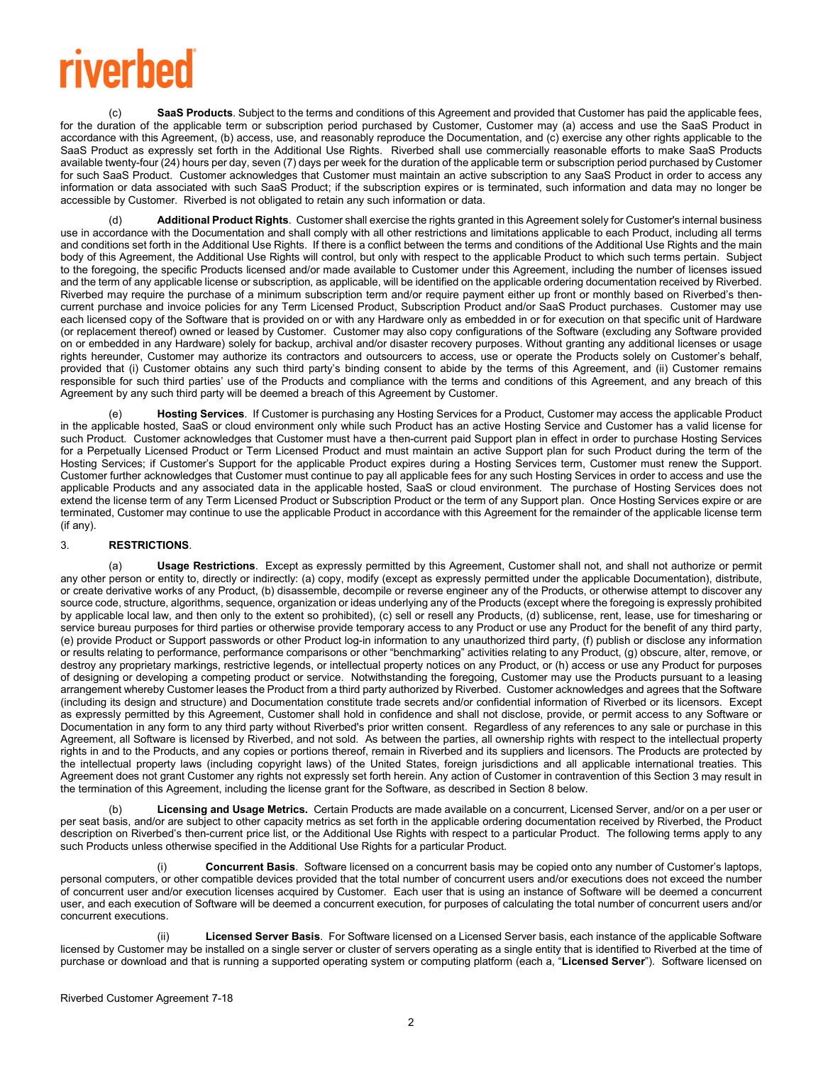(c) **SaaS Products**. Subject to the terms and conditions of this Agreement and provided that Customer has paid the applicable fees, for the duration of the applicable term or subscription period purchased by Customer, Customer may (a) access and use the SaaS Product in accordance with this Agreement, (b) access, use, and reasonably reproduce the Documentation, and (c) exercise any other rights applicable to the SaaS Product as expressly set forth in the Additional Use Rights. Riverbed shall use commercially reasonable efforts to make SaaS Products available twenty-four (24) hours per day, seven (7) days per week for the duration of the applicable term or subscription period purchased by Customer for such SaaS Product. Customer acknowledges that Customer must maintain an active subscription to any SaaS Product in order to access any information or data associated with such SaaS Product; if the subscription expires or is terminated, such information and data may no longer be accessible by Customer. Riverbed is not obligated to retain any such information or data.

(d) **Additional Product Rights**. Customer shall exercise the rights granted in this Agreement solely for Customer's internal business use in accordance with the Documentation and shall comply with all other restrictions and limitations applicable to each Product, including all terms and conditions set forth in the Additional Use Rights. If there is a conflict between the terms and conditions of the Additional Use Rights and the main body of this Agreement, the Additional Use Rights will control, but only with respect to the applicable Product to which such terms pertain. Subject to the foregoing, the specific Products licensed and/or made available to Customer under this Agreement, including the number of licenses issued and the term of any applicable license or subscription, as applicable, will be identified on the applicable ordering documentation received by Riverbed. Riverbed may require the purchase of a minimum subscription term and/or require payment either up front or monthly based on Riverbed's then-current purchase and invoice policies for any Term Licensed Product, Subscription Product and/or SaaS Product purchases. Customer may use each licensed copy of the Software that is provided on or with any Hardware only as embedded in or for execution on that specific unit of Hardware (or replacement thereof) owned or leased by Customer. Customer may also copy configurations of the Software (excluding any Software provided on or embedded in any Hardware) solely for backup, archival and/or disaster recovery purposes. Without granting any additional licenses or usage rights hereunder, Customer may authorize its contractors and outsourcers to access, use or operate the Products solely on Customer's behalf, provided that (i) Customer obtains any such third party's binding consent to abide by the terms of this Agreement, and (ii) Customer remains responsible for such third parties' use of the Products and compliance with the terms and conditions of this Agreement, and any breach of this Agreement by any such third party will be deemed a breach of this Agreement by Customer.

(e) **Hosting Services**. If Customer is purchasing any Hosting Services for a Product, Customer may access the applicable Product in the applicable hosted, SaaS or cloud environment only while such Product has an active Hosting Service and Customer has a valid license for such Product. Customer acknowledges that Customer must have a then-current paid Support plan in effect in order to purchase Hosting Services for a Perpetually Licensed Product or Term Licensed Product and must maintain an active Support plan for such Product during the term of the Hosting Services; if Customer's Support for the applicable Product expires during a Hosting Services term, Customer must renew the Support. Customer further acknowledges that Customer must continue to pay all applicable fees for any such Hosting Services in order to access and use the applicable Products and any associated data in the applicable hosted, SaaS or cloud environment. The purchase of Hosting Services does not extend the license term of any Term Licensed Product or Subscription Product or the term of any Support plan. Once Hosting Services expire or are terminated, Customer may continue to use the applicable Product in accordance with this Agreement for the remainder of the applicable license term (if any).

## 3. RESTRICTIONS.

(a) **Usage Restrictions**. Except as expressly permitted by this Agreement, Customer shall not, and shall not authorize or permit any other person or entity to, directly or indirectly: (a) copy, modify (except as expressly permitted under the applicable Documentation), distribute, or create derivative works of any Product, (b) disassemble, decompile or reverse engineer any of the Products, or otherwise attempt to discover any source code, structure, algorithms, sequence, organization or ideas underlying any of the Products (except where the foregoing is expressly prohibited by applicable local law, and then only to the extent so prohibited), (c) sell or resell any Products, (d) sublicense, rent, lease, use for timesharing or service bureau purposes for third parties or otherwise provide temporary access to any Product or use any Product for the benefit of any third party, (e) provide Product or Support passwords or other Product log-in information to any unauthorized third party, (f) publish or disclose any information or results relating to performance, performance comparisons or other "benchmarking" activities relating to any Product, (g) obscure, alter, remove, or destroy any proprietary markings, restrictive legends, or intellectual property notices on any Product, or (h) access or use any Product for purposes of designing or developing a competing product or service. Notwithstanding the foregoing, Customer may use the Products pursuant to a leasing arrangement whereby Customer leases the Product from a third party authorized by Riverbed. Customer acknowledges and agrees that the Software (including its design and structure) and Documentation constitute trade secrets and/or confidential information of Riverbed or its licensors. Except as expressly permitted by this Agreement, Customer shall hold in confidence and shall not disclose, provide, or permit access to any Software or Documentation in any form to any third party without Riverbed's prior written consent. Regardless of any references to any sale or purchase in this Agreement, all Software is licensed by Riverbed, and not sold. As between the parties, all ownership rights with respect to the intellectual property rights in and to the Products, and any copies or portions thereof, remain in Riverbed and its suppliers and licensors. The Products are protected by the intellectual property laws (including copyright laws) of the United States, foreign jurisdictions and all applicable international treaties. This Agreement does not grant Customer any rights not expressly set forth herein. Any action of Customer in contravention of this Section 3 may result in the termination of this Agreement, including the license grant for the Software, as described in Section 8 below.

(b) **Licensing and Usage Metrics.** Certain Products are made available on a concurrent, Licensed Server, and/or on a per user or per seat basis, and/or are subject to other capacity metrics as set forth in the applicable ordering documentation received by Riverbed, the Product description on Riverbed's then-current price list, or the Additional Use Rights with respect to a particular Product. The following terms apply to any such Products unless otherwise specified in the Additional Use Rights for a particular Product.

(i) **Concurrent Basis**. Software licensed on a concurrent basis may be copied onto any number of Customer's laptops, personal computers, or other compatible devices provided that the total number of concurrent users and/or executions does not exceed the number of concurrent user and/or execution licenses acquired by Customer. Each user that is using an instance of Software will be deemed a concurrent user, and each execution of Software will be deemed a concurrent execution, for purposes of calculating the total number of concurrent users and/or concurrent executions.

(ii) **Licensed Server Basis**. For Software licensed on a Licensed Server basis, each instance of the applicable Software licensed by Customer may be installed on a single server or cluster of servers operating as a single entity that is identified to Riverbed at the time of purchase or download and that is running a supported operating system or computing platform (each a, "**Licensed Server**"). Software licensed on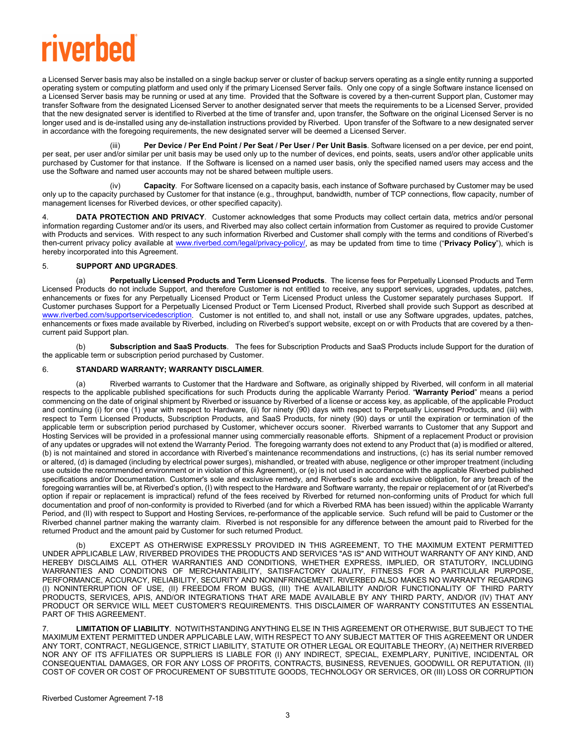a Licensed Server basis may also be installed on a single backup server or cluster of backup servers operating as a single entity running a supported operating system or computing platform and used only if the primary Licensed Server fails. Only one copy of a single Software instance licensed on a Licensed Server basis may be running or used at any time. Provided that the Software is covered by a then-current Support plan, Customer may transfer Software from the designated Licensed Server to another designated server that meets the requirements to be a Licensed Server, provided that the new designated server is identified to Riverbed at the time of transfer and, upon transfer, the Software on the original Licensed Server is no longer used and is de-installed using any de-installation instructions provided by Riverbed. Upon transfer of the Software to a new designated server in accordance with the foregoing requirements, the new designated server will be deemed a Licensed Server.

(iii) **Per Device / Per End Point / Per Seat / Per User / Per Unit Basis**. Software licensed on a per device, per end point, per seat, per user and/or similar per unit basis may be used only up to the number of devices, end points, seats, users and/or other applicable units purchased by Customer for that instance. If the Software is licensed on a named user basis, only the specified named users may access and the use the Software and named user accounts may not be shared between multiple users.

(iv) **Capacity**. For Software licensed on a capacity basis, each instance of Software purchased by Customer may be used only up to the capacity purchased by Customer for that instance (e.g., throughput, bandwidth, number of TCP connections, flow capacity, number of management licenses for Riverbed devices, or other specified capacity).

4. **DATA PROTECTION AND PRIVACY**. Customer acknowledges that some Products may collect certain data, metrics and/or personal information regarding Customer and/or its users, and Riverbed may also collect certain information from Customer as required to provide Customer with Products and services. With respect to any such information Riverbed and Customer shall comply with the terms and conditions of Riverbed's then-current privacy policy available at www.riverbed.com/legal/privacy-policy/, as may be updated from time to time ("**Privacy Policy**"), which is hereby incorporated into this Agreement.

5. **SUPPORT AND UPGRADES**.

(a) **Perpetually Licensed Products and Term Licensed Products**. The license fees for Perpetually Licensed Products and Term Licensed Products do not include Support, and therefore Customer is not entitled to receive, any support services, upgrades, updates, patches, enhancements or fixes for any Perpetually Licensed Product or Term Licensed Product unless the Customer separately purchases Support. If Customer purchases Support for a Perpetually Licensed Product or Term Licensed Product, Riverbed shall provide such Support as described at www.riverbed.com/supportservicedescription. Customer is not entitled to, and shall not, install or use any Software upgrades, updates, patches, enhancements or fixes made available by Riverbed, including on Riverbed's support website, except on or with Products that are covered by a then-current paid Support plan.

(b) **Subscription and SaaS Products**. The fees for Subscription Products and SaaS Products include Support for the duration of the applicable term or subscription period purchased by Customer.

6. **STANDARD WARRANTY; WARRANTY DISCLAIMER**.

(a) Riverbed warrants to Customer that the Hardware and Software, as originally shipped by Riverbed, will conform in all material respects to the applicable published specifications for such Products during the applicable Warranty Period. "**Warranty Period**" means a period commencing on the date of original shipment by Riverbed or issuance by Riverbed of a license or access key, as applicable, of the applicable Product and continuing (i) for one (1) year with respect to Hardware, (ii) for ninety (90) days with respect to Perpetually Licensed Products, and (iii) with respect to Term Licensed Products, Subscription Products, and SaaS Products, for ninety (90) days or until the expiration or termination of the applicable term or subscription period purchased by Customer, whichever occurs sooner. Riverbed warrants to Customer that any Support and Hosting Services will be provided in a professional manner using commercially reasonable efforts. Shipment of a replacement Product or provision of any updates or upgrades will not extend the Warranty Period. The foregoing warranty does not extend to any Product that (a) is modified or altered, (b) is not maintained and stored in accordance with Riverbed's maintenance recommendations and instructions, (c) has its serial number removed or altered, (d) is damaged (including by electrical power surges), mishandled, or treated with abuse, negligence or other improper treatment (including use outside the recommended environment or in violation of this Agreement), or (e) is not used in accordance with the applicable Riverbed published specifications and/or Documentation. Customer's sole and exclusive remedy, and Riverbed's sole and exclusive obligation, for any breach of the foregoing warranties will be, at Riverbed's option, (I) with respect to the Hardware and Software warranty, the repair or replacement of or (at Riverbed's option if repair or replacement is impractical) refund of the fees received by Riverbed for returned non-conforming units of Product for which full documentation and proof of non-conformity is provided to Riverbed (and for which a Riverbed RMA has been issued) within the applicable Warranty Period, and (II) with respect to Support and Hosting Services, re-performance of the applicable service. Such refund will be paid to Customer or the Riverbed channel partner making the warranty claim. Riverbed is not responsible for any difference between the amount paid to Riverbed for the returned Product and the amount paid by Customer for such returned Product.

(b) EXCEPT AS OTHERWISE EXPRESSLY PROVIDED IN THIS AGREEMENT, TO THE MAXIMUM EXTENT PERMITTED UNDER APPLICABLE LAW, RIVERBED PROVIDES THE PRODUCTS AND SERVICES "AS IS" AND WITHOUT WARRANTY OF ANY KIND, AND HEREBY DISCLAIMS ALL OTHER WARRANTIES AND CONDITIONS, WHETHER EXPRESS, IMPLIED, OR STATUTORY, INCLUDING WARRANTIES AND CONDITIONS OF MERCHANTABILITY, SATISFACTORY QUALITY, FITNESS FOR A PARTICULAR PURPOSE, PERFORMANCE, ACCURACY, RELIABILITY, SECURITY AND NONINFRINGEMENT. RIVERBED ALSO MAKES NO WARRANTY REGARDING (I) NONINTERRUPTION OF USE, (II) FREEDOM FROM BUGS, (III) THE AVAILABILITY AND/OR FUNCTIONALITY OF THIRD PARTY PRODUCTS, SERVICES, APIS, AND/OR INTEGRATIONS THAT ARE MADE AVAILABLE BY ANY THIRD PARTY, AND/OR (IV) THAT ANY PRODUCT OR SERVICE WILL MEET CUSTOMER'S REQUIREMENTS. THIS DISCLAIMER OF WARRANTY CONSTITUTES AN ESSENTIAL PART OF THIS AGREEMENT.

7. **LIMITATION OF LIABILITY**. NOTWITHSTANDING ANYTHING ELSE IN THIS AGREEMENT OR OTHERWISE, BUT SUBJECT TO THE MAXIMUM EXTENT PERMITTED UNDER APPLICABLE LAW, WITH RESPECT TO ANY SUBJECT MATTER OF THIS AGREEMENT OR UNDER ANY TORT, CONTRACT, NEGLIGENCE, STRICT LIABILITY, STATUTE OR OTHER LEGAL OR EQUITABLE THEORY, (A) NEITHER RIVERBED NOR ANY OF ITS AFFILIATES OR SUPPLIERS IS LIABLE FOR (I) ANY INDIRECT, SPECIAL, EXEMPLARY, PUNITIVE, INCIDENTAL OR CONSEQUENTIAL DAMAGES, OR FOR ANY LOSS OF PROFITS, CONTRACTS, BUSINESS, REVENUES, GOODWILL OR REPUTATION, (II) COST OF COVER OR COST OF PROCUREMENT OF SUBSTITUTE GOODS, TECHNOLOGY OR SERVICES, OR (III) LOSS OR CORRUPTION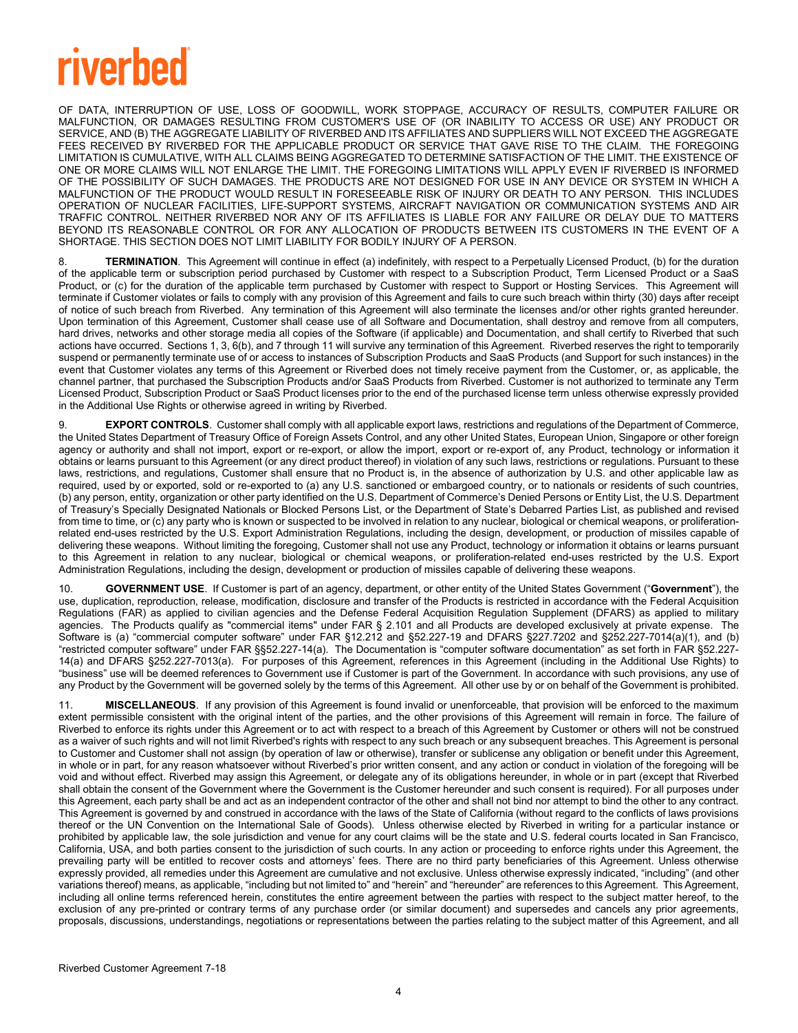OF DATA, INTERRUPTION OF USE, LOSS OF GOODWILL, WORK STOPPAGE, ACCURACY OF RESULTS, COMPUTER FAILURE OR MALFUNCTION, OR DAMAGES RESULTING FROM CUSTOMER'S USE OF (OR INABILITY TO ACCESS OR USE) ANY PRODUCT OR SERVICE, AND (B) THE AGGREGATE LIABILITY OF RIVERBED AND ITS AFFILIATES AND SUPPLIERS WILL NOT EXCEED THE AGGREGATE FEES RECEIVED BY RIVERBED FOR THE APPLICABLE PRODUCT OR SERVICE THAT GAVE RISE TO THE CLAIM. THE FOREGOING LIMITATION IS CUMULATIVE, WITH ALL CLAIMS BEING AGGREGATED TO DETERMINE SATISFACTION OF THE LIMIT. THE EXISTENCE OF ONE OR MORE CLAIMS WILL NOT ENLARGE THE LIMIT. THE FOREGOING LIMITATIONS WILL APPLY EVEN IF RIVERBED IS INFORMED OF THE POSSIBILITY OF SUCH DAMAGES. THE PRODUCTS ARE NOT DESIGNED FOR USE IN ANY DEVICE OR SYSTEM IN WHICH A MALFUNCTION OF THE PRODUCT WOULD RESULT IN FORESEEABLE RISK OF INJURY OR DEATH TO ANY PERSON. THIS INCLUDES OPERATION OF NUCLEAR FACILITIES, LIFE-SUPPORT SYSTEMS, AIRCRAFT NAVIGATION OR COMMUNICATION SYSTEMS AND AIR TRAFFIC CONTROL. NEITHER RIVERBED NOR ANY OF ITS AFFILIATES IS LIABLE FOR ANY FAILURE OR DELAY DUE TO MATTERS BEYOND ITS REASONABLE CONTROL OR FOR ANY ALLOCATION OF PRODUCTS BETWEEN ITS CUSTOMERS IN THE EVENT OF A SHORTAGE. THIS SECTION DOES NOT LIMIT LIABILITY FOR BODILY INJURY OF A PERSON.

8. **TERMINATION**. This Agreement will continue in effect (a) indefinitely, with respect to a Perpetually Licensed Product, (b) for the duration of the applicable term or subscription period purchased by Customer with respect to a Subscription Product, Term Licensed Product or a SaaS Product, or (c) for the duration of the applicable term purchased by Customer with respect to Support or Hosting Services. This Agreement will terminate if Customer violates or fails to comply with any provision of this Agreement and fails to cure such breach within thirty (30) days after receipt of notice of such breach from Riverbed. Any termination of this Agreement will also terminate the licenses and/or other rights granted hereunder. Upon termination of this Agreement, Customer shall cease use of all Software and Documentation, shall destroy and remove from all computers, hard drives, networks and other storage media all copies of the Software (if applicable) and Documentation, and shall certify to Riverbed that such actions have occurred. Sections 1, 3, 6(b), and 7 through 11 will survive any termination of this Agreement. Riverbed reserves the right to temporarily suspend or permanently terminate use of or access to instances of Subscription Products and SaaS Products (and Support for such instances) in the event that Customer violates any terms of this Agreement or Riverbed does not timely receive payment from the Customer, or, as applicable, the channel partner, that purchased the Subscription Products and/or SaaS Products from Riverbed. Customer is not authorized to terminate any Term Licensed Product, Subscription Product or SaaS Product licenses prior to the end of the purchased license term unless otherwise expressly provided in the Additional Use Rights or otherwise agreed in writing by Riverbed.

9. **EXPORT CONTROLS**. Customer shall comply with all applicable export laws, restrictions and regulations of the Department of Commerce, the United States Department of Treasury Office of Foreign Assets Control, and any other United States, European Union, Singapore or other foreign agency or authority and shall not import, export or re-export, or allow the import, export or re-export of, any Product, technology or information it obtains or learns pursuant to this Agreement (or any direct product thereof) in violation of any such laws, restrictions or regulations. Pursuant to these laws, restrictions, and regulations, Customer shall ensure that no Product is, in the absence of authorization by U.S. and other applicable law as required, used by or exported, sold or re-exported to (a) any U.S. sanctioned or embargoed country, or to nationals or residents of such countries, (b) any person, entity, organization or other party identified on the U.S. Department of Commerce's Denied Persons or Entity List, the U.S. Department of Treasury's Specially Designated Nationals or Blocked Persons List, or the Department of State's Debarred Parties List, as published and revised from time to time, or (c) any party who is known or suspected to be involved in relation to any nuclear, biological or chemical weapons, or proliferation-related end-uses restricted by the U.S. Export Administration Regulations, including the design, development, or production of missiles capable of delivering these weapons. Without limiting the foregoing, Customer shall not use any Product, technology or information it obtains or learns pursuant to this Agreement in relation to any nuclear, biological or chemical weapons, or proliferation-related end-uses restricted by the U.S. Export Administration Regulations, including the design, development or production of missiles capable of delivering these weapons.

10. **GOVERNMENT USE**. If Customer is part of an agency, department, or other entity of the United States Government ("**Government**"), the use, duplication, reproduction, release, modification, disclosure and transfer of the Products is restricted in accordance with the Federal Acquisition Regulations (FAR) as applied to civilian agencies and the Defense Federal Acquisition Regulation Supplement (DFARS) as applied to military agencies. The Products qualify as "commercial items" under FAR § 2.101 and all Products are developed exclusively at private expense. The Software is (a) "commercial computer software" under FAR §12.212 and §52.227-19 and DFARS §227.7202 and §252.227-7014(a)(1), and (b) "restricted computer software" under FAR §§52.227-14(a). The Documentation is "computer software documentation" as set forth in FAR §52.227-14(a) and DFARS §252.227-7013(a). For purposes of this Agreement, references in this Agreement (including in the Additional Use Rights) to "business" use will be deemed references to Government use if Customer is part of the Government. In accordance with such provisions, any use of any Product by the Government will be governed solely by the terms of this Agreement. All other use by or on behalf of the Government is prohibited.

11. **MISCELLANEOUS**. If any provision of this Agreement is found invalid or unenforceable, that provision will be enforced to the maximum extent permissible consistent with the original intent of the parties, and the other provisions of this Agreement will remain in force. The failure of Riverbed to enforce its rights under this Agreement or to act with respect to a breach of this Agreement by Customer or others will not be construed as a waiver of such rights and will not limit Riverbed's rights with respect to any such breach or any subsequent breaches. This Agreement is personal to Customer and Customer shall not assign (by operation of law or otherwise), transfer or sublicense any obligation or benefit under this Agreement, in whole or in part, for any reason whatsoever without Riverbed's prior written consent, and any action or conduct in violation of the foregoing will be void and without effect. Riverbed may assign this Agreement, or delegate any of its obligations hereunder, in whole or in part (except that Riverbed shall obtain the consent of the Government where the Government is the Customer hereunder and such consent is required). For all purposes under this Agreement, each party shall be and act as an independent contractor of the other and shall not bind nor attempt to bind the other to any contract. This Agreement is governed by and construed in accordance with the laws of the State of California (without regard to the conflicts of laws provisions thereof or the UN Convention on the International Sale of Goods). Unless otherwise elected by Riverbed in writing for a particular instance or prohibited by applicable law, the sole jurisdiction and venue for any court claims will be the state and U.S. federal courts located in San Francisco, California, USA, and both parties consent to the jurisdiction of such courts. In any action or proceeding to enforce rights under this Agreement, the prevailing party will be entitled to recover costs and attorneys' fees. There are no third party beneficiaries of this Agreement. Unless otherwise expressly provided, all remedies under this Agreement are cumulative and not exclusive. Unless otherwise expressly indicated, "including" (and other variations thereof) means, as applicable, "including but not limited to" and "herein" and "hereunder" are references to this Agreement. This Agreement, including all online terms referenced herein, constitutes the entire agreement between the parties with respect to the subject matter hereof, to the exclusion of any pre-printed or contrary terms of any purchase order (or similar document) and supersedes and cancels any prior agreements, proposals, discussions, understandings, negotiations or representations between the parties relating to the subject matter of this Agreement, and all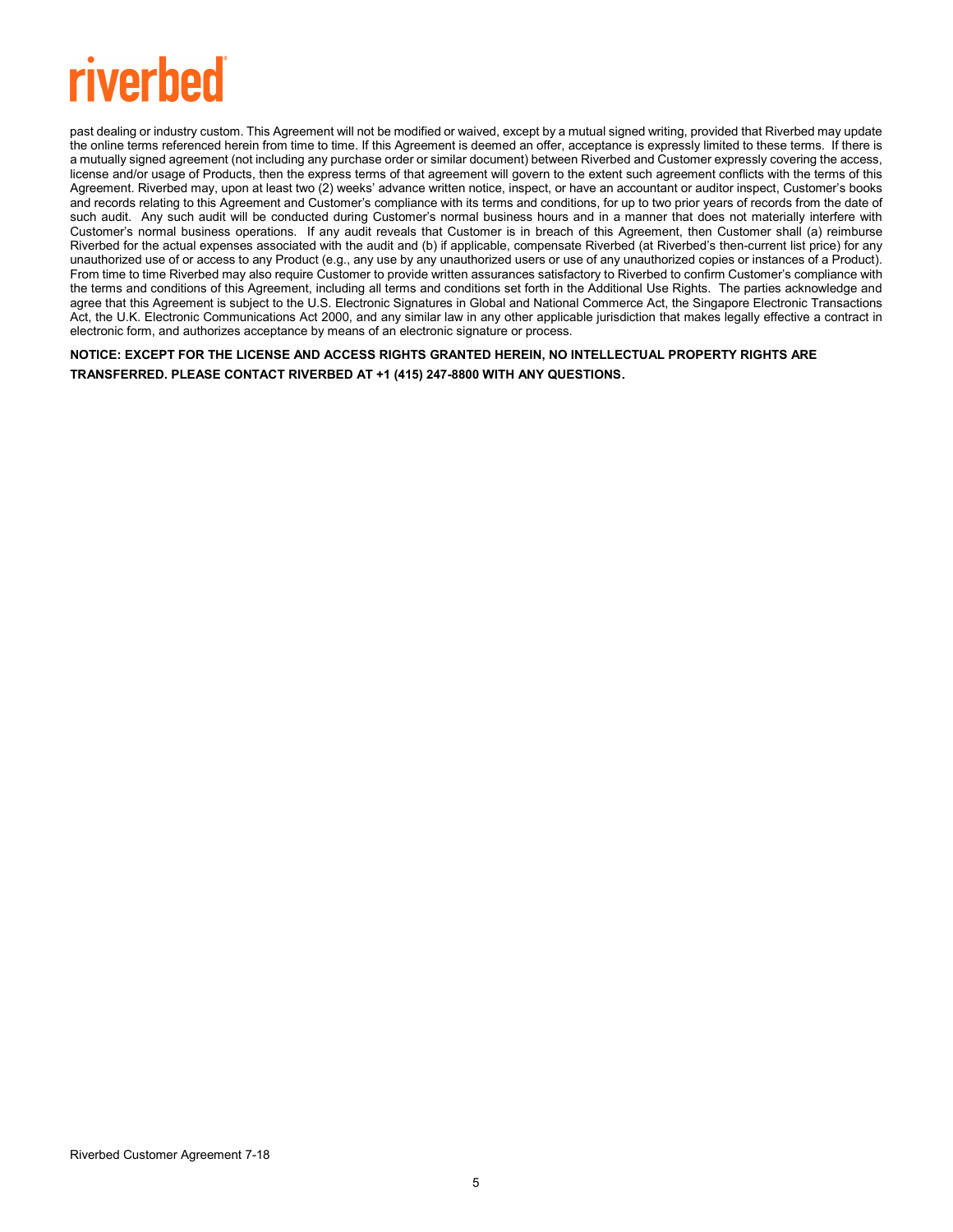past dealing or industry custom. This Agreement will not be modified or waived, except by a mutual signed writing, provided that Riverbed may update the online terms referenced herein from time to time. If this Agreement is deemed an offer, acceptance is expressly limited to these terms. If there is a mutually signed agreement (not including any purchase order or similar document) between Riverbed and Customer expressly covering the access, license and/or usage of Products, then the express terms of that agreement will govern to the extent such agreement conflicts with the terms of this Agreement. Riverbed may, upon at least two (2) weeks' advance written notice, inspect, or have an accountant or auditor inspect, Customer's books and records relating to this Agreement and Customer's compliance with its terms and conditions, for up to two prior years of records from the date of such audit. Any such audit will be conducted during Customer's normal business hours and in a manner that does not materially interfere with Customer's normal business operations. If any audit reveals that Customer is in breach of this Agreement, then Customer shall (a) reimburse Riverbed for the actual expenses associated with the audit and (b) if applicable, compensate Riverbed (at Riverbed's then-current list price) for any unauthorized use of or access to any Product (e.g., any use by any unauthorized users or use of any unauthorized copies or instances of a Product). From time to time Riverbed may also require Customer to provide written assurances satisfactory to Riverbed to confirm Customer's compliance with the terms and conditions of this Agreement, including all terms and conditions set forth in the Additional Use Rights. The parties acknowledge and agree that this Agreement is subject to the U.S. Electronic Signatures in Global and National Commerce Act, the Singapore Electronic Transactions Act, the U.K. Electronic Communications Act 2000, and any similar law in any other applicable jurisdiction that makes legally effective a contract in electronic form, and authorizes acceptance by means of an electronic signature or process.

**NOTICE: EXCEPT FOR THE LICENSE AND ACCESS RIGHTS GRANTED HEREIN, NO INTELLECTUAL PROPERTY RIGHTS ARE TRANSFERRED. PLEASE CONTACT RIVERBED AT +1 (415) 247-8800 WITH ANY QUESTIONS.**